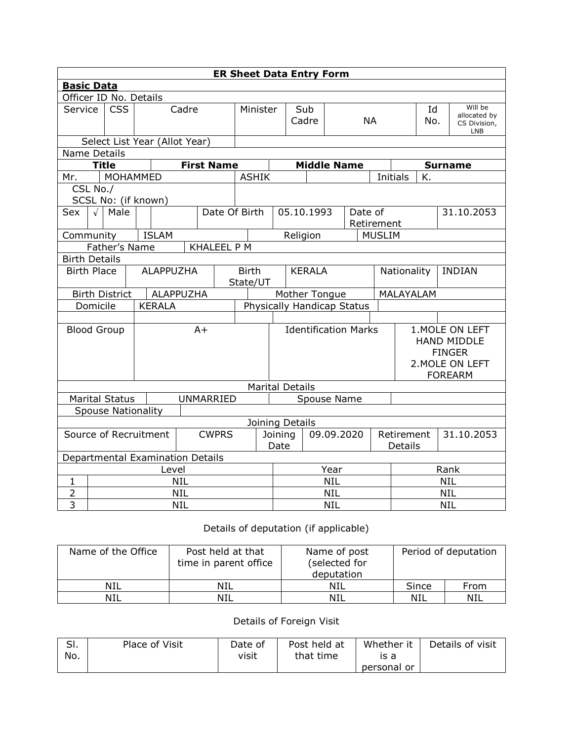**ER Sheet Data Entry Form**

**Basic Data**

Officer ID No. Details

| Service | CSS | Cadre | Minister | Sub Cadre | NA | Id No. | Will be allocated by CS Division, LNB |
|---|---|---|---|---|---|---|---|

| Select List Year (Allot Year) | |
|---|---|

Name Details

| Title | First Name | Middle Name | | Surname |
|---|---|---|---|---|
| Mr. | MOHAMMED | ASHIK | Initials | K. |

| CSL No./ SCSL No: (if known) | |
|---|---|

| Sex | √ | Male | | | Date Of Birth | 05.10.1993 | Date of Retirement | 31.10.2053 |
|---|---|---|---|---|---|---|---|---|

| Community | ISLAM | Religion | MUSLIM |
|---|---|---|---|

| Father's Name | KHALEEL P M |
|---|---|

Birth Details

| Birth Place | ALAPPUZHA | Birth State/UT | KERALA | Nationality | INDIAN |
|---|---|---|---|---|---|
| Birth District | ALAPPUZHA | Mother Tongue | MALAYALAM | | |
| Domicile | KERALA | Physically Handicap Status | | | |

| Blood Group | A+ | Identification Marks | 1.MOLE ON LEFT HAND MIDDLE FINGER 2.MOLE ON LEFT FOREARM |
|---|---|---|---|

Marital Details

| Marital Status | UNMARRIED | Spouse Name | |
|---|---|---|---|
| Spouse Nationality | | | |

Joining Details

| Source of Recruitment | CWPRS | Joining Date | 09.09.2020 | Retirement Details | 31.10.2053 |
|---|---|---|---|---|---|

Departmental Examination Details

| | Level | Year | Rank |
|---|---|---|---|
| 1 | NIL | NIL | NIL |
| 2 | NIL | NIL | NIL |
| 3 | NIL | NIL | NIL |

Details of deputation (if applicable)

| Name of the Office | Post held at that time in parent office | Name of post (selected for deputation | Period of deputation | |
|---|---|---|---|---|
| | | | Since | From |
| NIL | NIL | NIL | Since | From |
| NIL | NIL | NIL | NIL | NIL |

Details of Foreign Visit

| Sl. No. | Place of Visit | Date of visit | Post held at that time | Whether it is a personal or | Details of visit |
|---|---|---|---|---|---|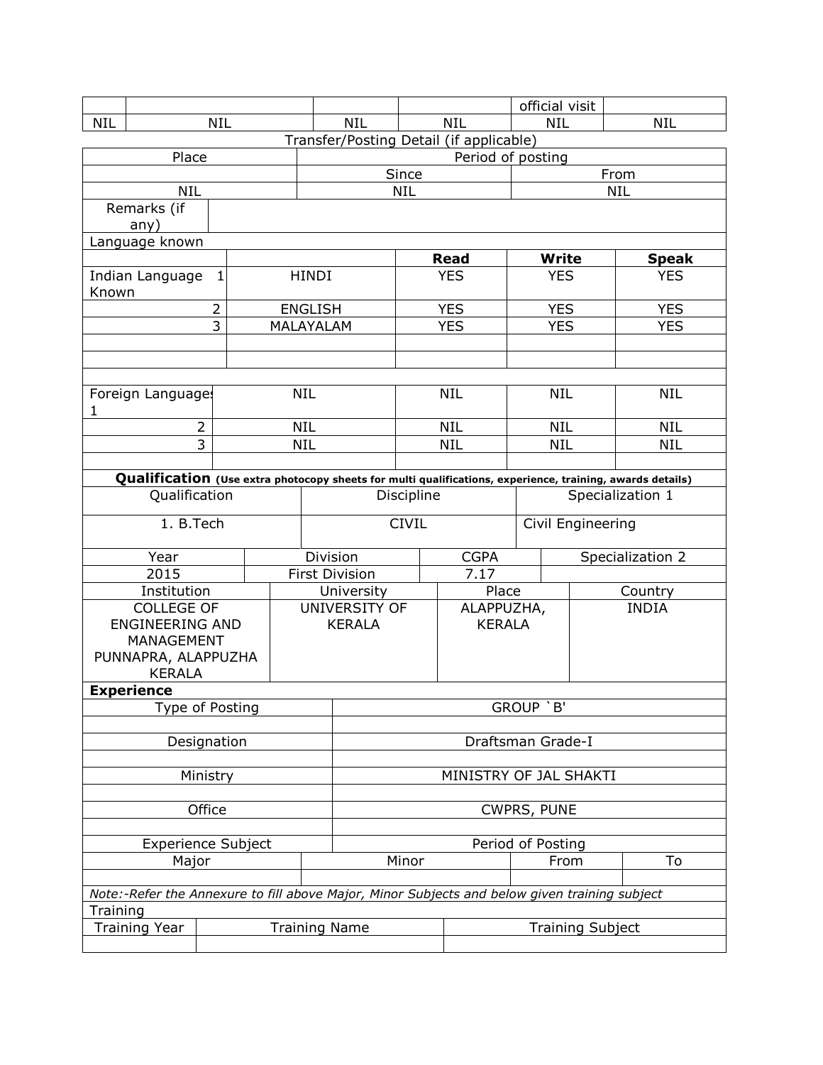| | | | | official visit | |
|---|---|---|---|---|---|
| NIL | NIL | NIL | NIL | NIL | NIL |

Transfer/Posting Detail (if applicable)

| Place | Period of posting | |
|---|---|---|
| | Since | From |
| NIL | NIL | NIL |
| Remarks (if any) | | |

Language known

| | | | Read | Write | Speak |
|---|---|---|---|---|---|
| Indian Language Known | 1 | HINDI | YES | YES | YES |
| | 2 | ENGLISH | YES | YES | YES |
| | 3 | MALAYALAM | YES | YES | YES |
| | | | | | |
| | | | | | |
| Foreign Languages | 1 | NIL | NIL | NIL | NIL |
| | 2 | NIL | NIL | NIL | NIL |
| | 3 | NIL | NIL | NIL | NIL |

**Qualification** **(Use extra photocopy sheets for multi qualifications, experience, training, awards details)**

| Qualification | Discipline | Specialization 1 |
|---|---|---|
| 1. B.Tech | CIVIL | Civil Engineering |

| Year | Division | CGPA | Specialization 2 |
|---|---|---|---|
| 2015 | First Division | 7.17 | |

| Institution | University | Place | Country |
|---|---|---|---|
| COLLEGE OF ENGINEERING AND MANAGEMENT PUNNAPRA, ALAPPUZHA KERALA | UNIVERSITY OF KERALA | ALAPPUZHA, KERALA | INDIA |

**Experience**

| Type of Posting | GROUP `B' |
|---|---|
| Designation | Draftsman Grade-I |
| Ministry | MINISTRY OF JAL SHAKTI |
| Office | CWPRS, PUNE |
| Experience Subject | Period of Posting |

| Major | Minor | From | To |
|---|---|---|---|
| | | | |

*Note:-Refer the Annexure to fill above Major, Minor Subjects and below given training subject*

Training

| Training Year | Training Name | Training Subject |
|---|---|---|
| | | |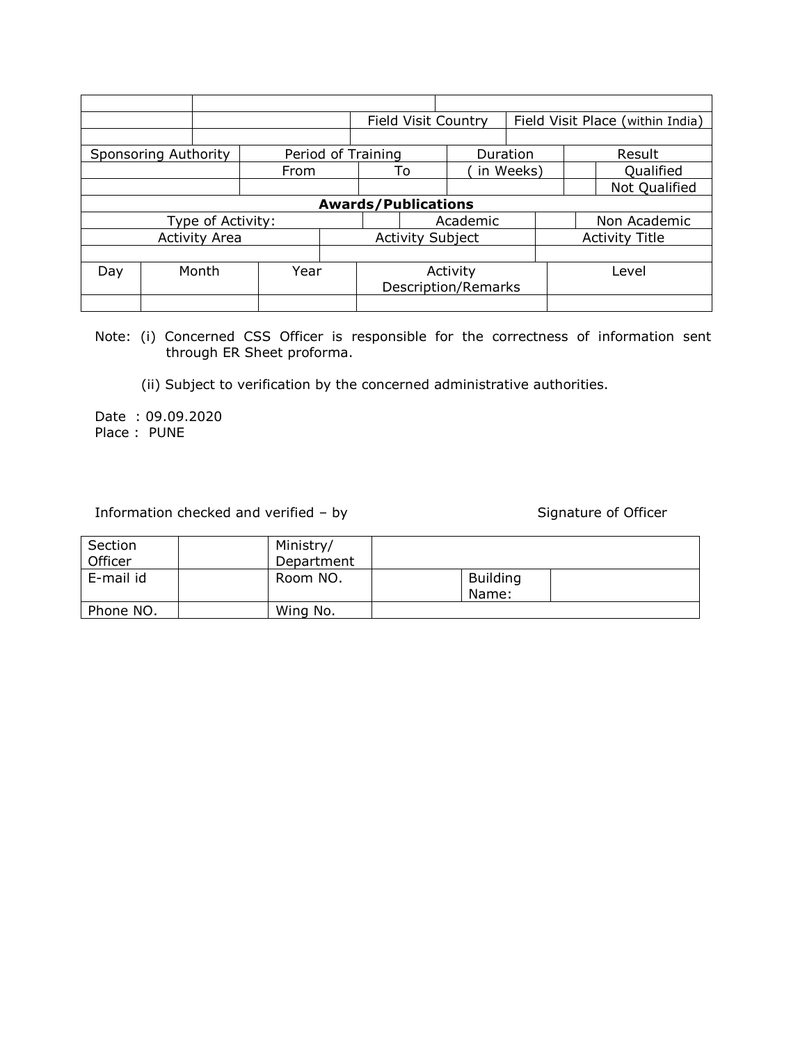| | | | | |
|---|---|---|---|---|
| | | | | |
| | | | Field Visit Country | Field Visit Place (within India) |
| | | | | |

| Sponsoring Authority | Period of Training | | Duration | Result | |
|---|---|---|---|---|---|
| | From | To | ( in Weeks) | | Qualified |
| | | | | | Not Qualified |

| **Awards/Publications** | | | | | |
|---|---|---|---|---|---|
| Type of Activity: | | Academic | | Non Academic | |
| Activity Area | | Activity Subject | | Activity Title | |
| | | | | | |

| Day | Month | Year | Activity Description/Remarks | Level |
|---|---|---|---|---|
| | | | | |

Note: (i) Concerned CSS Officer is responsible for the correctness of information sent through ER Sheet proforma.

(ii) Subject to verification by the concerned administrative authorities.

Date : 09.09.2020
Place : PUNE

Information checked and verified – by

Signature of Officer

| | | | | | |
|---|---|---|---|---|---|
| Section Officer | | Ministry/ Department | | | |
| E-mail id | | Room NO. | | Building Name: | |
| Phone NO. | | Wing No. | | | |